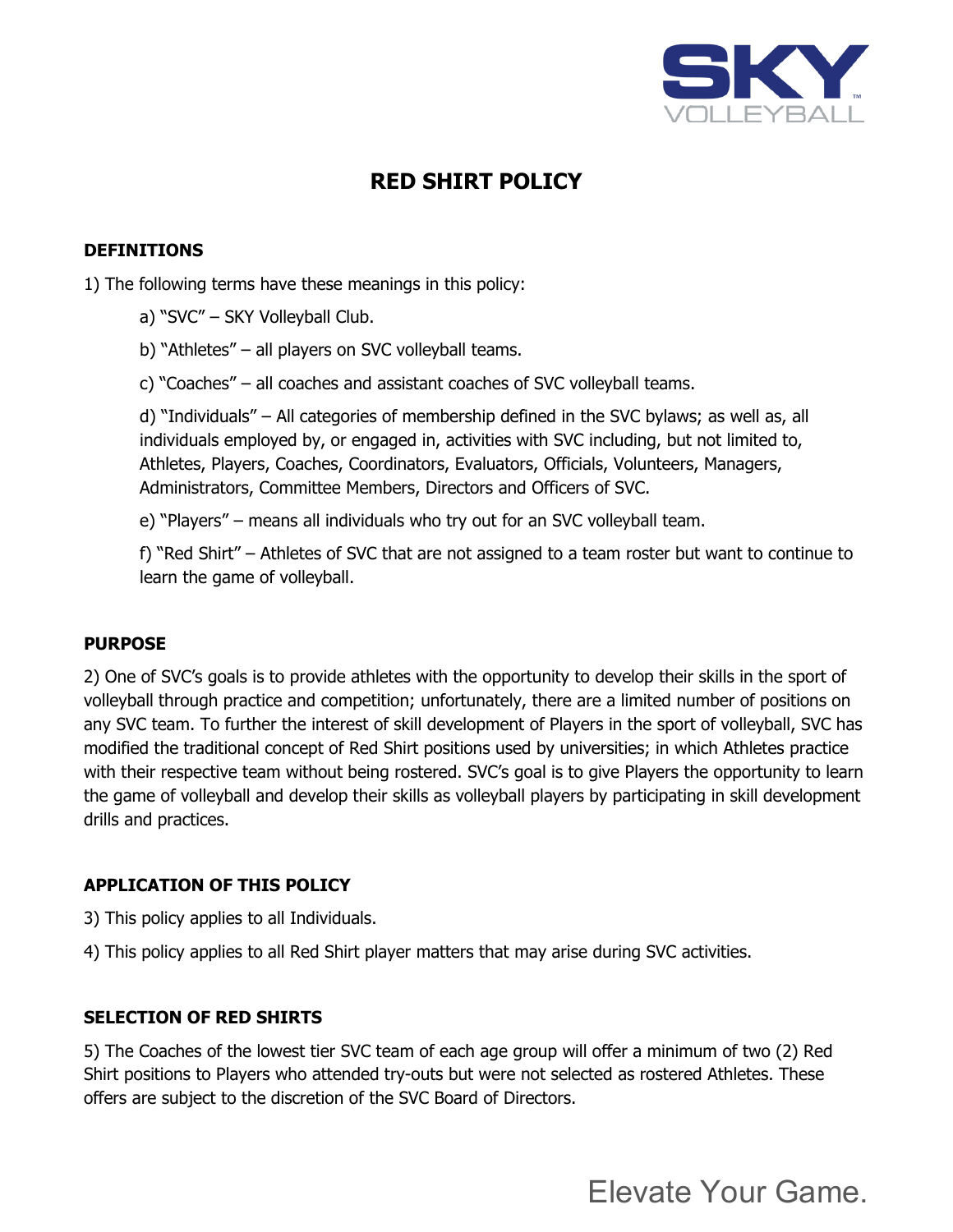# RED SHIRT POLICY

## DEFINITIONS

1) The following terms have these meanings in this policy:

a) “SVC” – SKY Volleyball Club.

b) “Athletes” – all players on SVC volleyball teams.

c) “Coaches” – all coaches and assistant coaches of SVC volleyball teams.

d) “Individuals” – All categories of membership defined in the SVC bylaws; as well as, all individuals employed by, or engaged in, activities with SVC including, but not limited to, Athletes, Players, Coaches, Coordinators, Evaluators, Officials, Volunteers, Managers, Administrators, Committee Members, Directors and Officers of SVC.

e) “Players” – means all individuals who try out for an SVC volleyball team.

f) “Red Shirt” – Athletes of SVC that are not assigned to a team roster but want to continue to learn the game of volleyball.

## PURPOSE

2) One of SVC’s goals is to provide athletes with the opportunity to develop their skills in the sport of volleyball through practice and competition; unfortunately, there are a limited number of positions on any SVC team. To further the interest of skill development of Players in the sport of volleyball, SVC has modified the traditional concept of Red Shirt positions used by universities; in which Athletes practice with their respective team without being rostered. SVC’s goal is to give Players the opportunity to learn the game of volleyball and develop their skills as volleyball players by participating in skill development drills and practices.

## APPLICATION OF THIS POLICY

3) This policy applies to all Individuals.

4) This policy applies to all Red Shirt player matters that may arise during SVC activities.

## SELECTION OF RED SHIRTS

5) The Coaches of the lowest tier SVC team of each age group will offer a minimum of two (2) Red Shirt positions to Players who attended try-outs but were not selected as rostered Athletes. These offers are subject to the discretion of the SVC Board of Directors.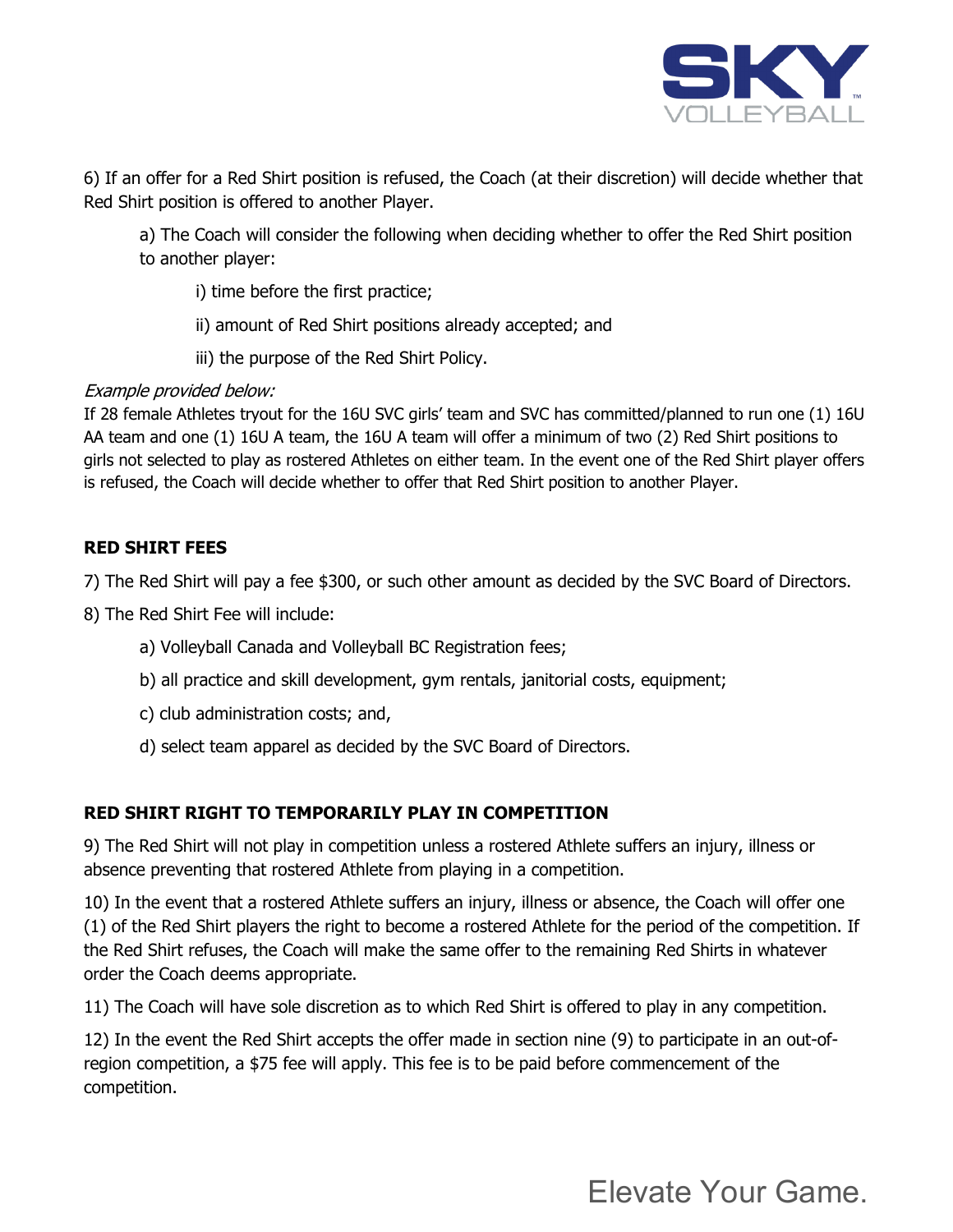6) If an offer for a Red Shirt position is refused, the Coach (at their discretion) will decide whether that Red Shirt position is offered to another Player.

a) The Coach will consider the following when deciding whether to offer the Red Shirt position to another player:

i) time before the first practice;

ii) amount of Red Shirt positions already accepted; and

iii) the purpose of the Red Shirt Policy.

*Example provided below:*

If 28 female Athletes tryout for the 16U SVC girls' team and SVC has committed/planned to run one (1) 16U AA team and one (1) 16U A team, the 16U A team will offer a minimum of two (2) Red Shirt positions to girls not selected to play as rostered Athletes on either team. In the event one of the Red Shirt player offers is refused, the Coach will decide whether to offer that Red Shirt position to another Player.

**RED SHIRT FEES**

7) The Red Shirt will pay a fee $300, or such other amount as decided by the SVC Board of Directors.

8) The Red Shirt Fee will include:

a) Volleyball Canada and Volleyball BC Registration fees;

b) all practice and skill development, gym rentals, janitorial costs, equipment;

c) club administration costs; and,

d) select team apparel as decided by the SVC Board of Directors.

**RED SHIRT RIGHT TO TEMPORARILY PLAY IN COMPETITION**

9) The Red Shirt will not play in competition unless a rostered Athlete suffers an injury, illness or absence preventing that rostered Athlete from playing in a competition.

10) In the event that a rostered Athlete suffers an injury, illness or absence, the Coach will offer one (1) of the Red Shirt players the right to become a rostered Athlete for the period of the competition. If the Red Shirt refuses, the Coach will make the same offer to the remaining Red Shirts in whatever order the Coach deems appropriate.

11) The Coach will have sole discretion as to which Red Shirt is offered to play in any competition.

12) In the event the Red Shirt accepts the offer made in section nine (9) to participate in an out-of-region competition, a $75 fee will apply. This fee is to be paid before commencement of the competition.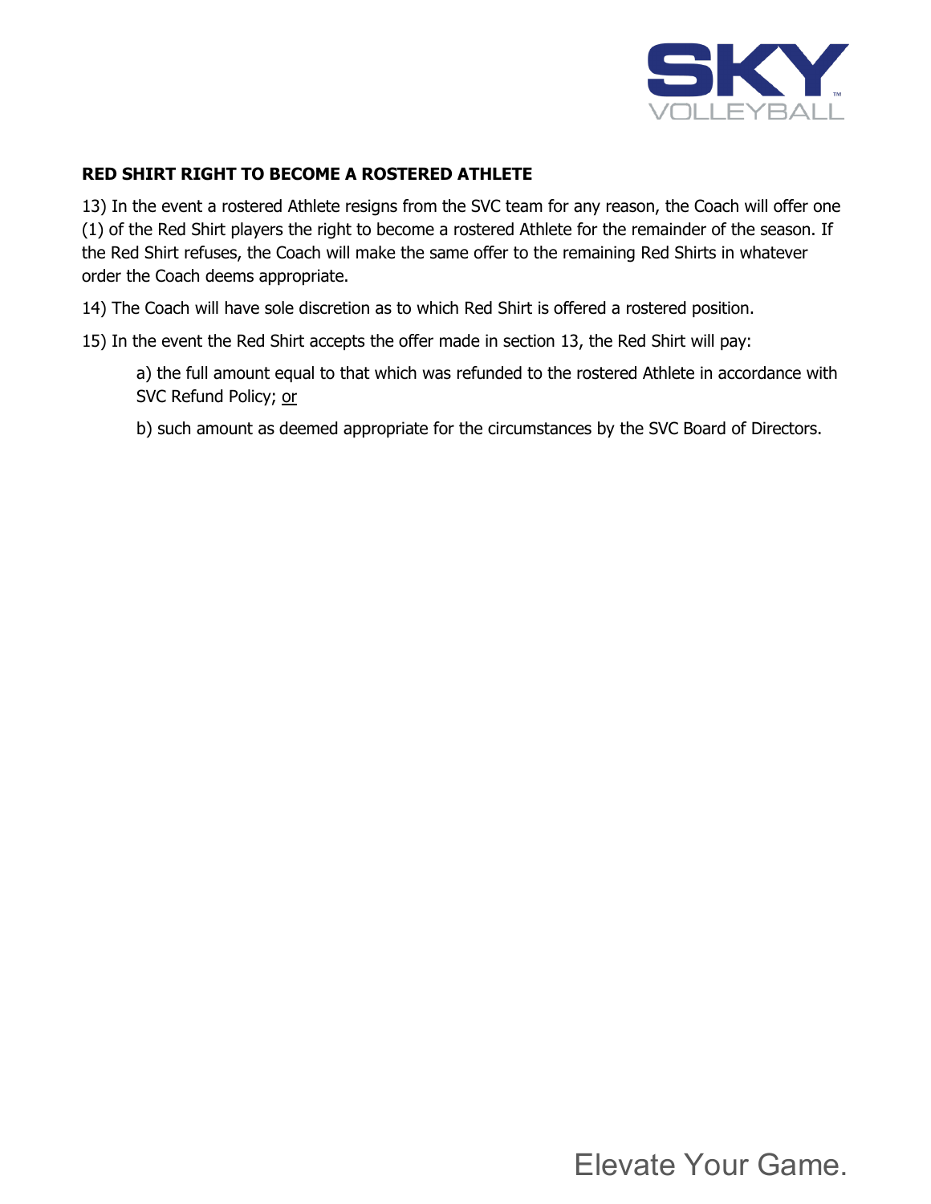## RED SHIRT RIGHT TO BECOME A ROSTERED ATHLETE

13) In the event a rostered Athlete resigns from the SVC team for any reason, the Coach will offer one (1) of the Red Shirt players the right to become a rostered Athlete for the remainder of the season. If the Red Shirt refuses, the Coach will make the same offer to the remaining Red Shirts in whatever order the Coach deems appropriate.

14) The Coach will have sole discretion as to which Red Shirt is offered a rostered position.

15) In the event the Red Shirt accepts the offer made in section 13, the Red Shirt will pay:

> a) the full amount equal to that which was refunded to the rostered Athlete in accordance with SVC Refund Policy; <u>or</u>
>
> b) such amount as deemed appropriate for the circumstances by the SVC Board of Directors.